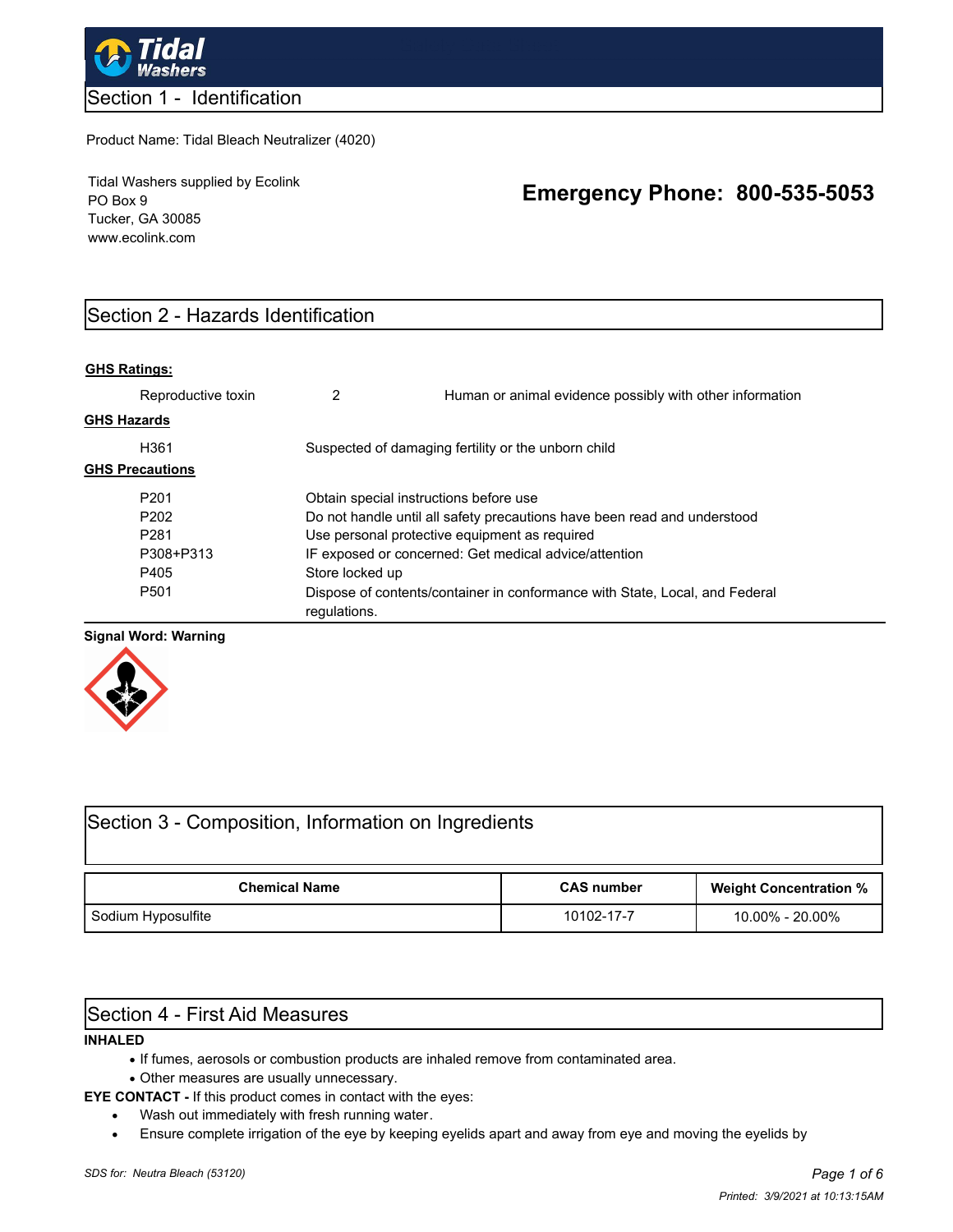# Tidal Washers

## Section 1 - Identification

Product Name: Tidal Bleach Neutralizer (4020)

Tidal Washers supplied by Ecolink
PO Box 9
Tucker, GA 30085
www.ecolink.com

**Emergency Phone: 800-535-5053**

## Section 2 - Hazards Identification

**GHS Ratings:**

| | | |
|---|---|---|
| Reproductive toxin | 2 | Human or animal evidence possibly with other information |

**GHS Hazards**

| | |
|---|---|
| H361 | Suspected of damaging fertility or the unborn child |

**GHS Precautions**

| | |
|---|---|
| P201 | Obtain special instructions before use |
| P202 | Do not handle until all safety precautions have been read and understood |
| P281 | Use personal protective equipment as required |
| P308+P313 | IF exposed or concerned: Get medical advice/attention |
| P405 | Store locked up |
| P501 | Dispose of contents/container in conformance with State, Local, and Federal regulations. |

**Signal Word: Warning**

## Section 3 - Composition, Information on Ingredients

| Chemical Name | CAS number | Weight Concentration % |
|---|---|---|
| Sodium Hyposulfite | 10102-17-7 | 10.00% - 20.00% |

## Section 4 - First Aid Measures

**INHALED**

- If fumes, aerosols or combustion products are inhaled remove from contaminated area.
- Other measures are usually unnecessary.

**EYE CONTACT -** If this product comes in contact with the eyes:

- Wash out immediately with fresh running water.
- Ensure complete irrigation of the eye by keeping eyelids apart and away from eye and moving the eyelids by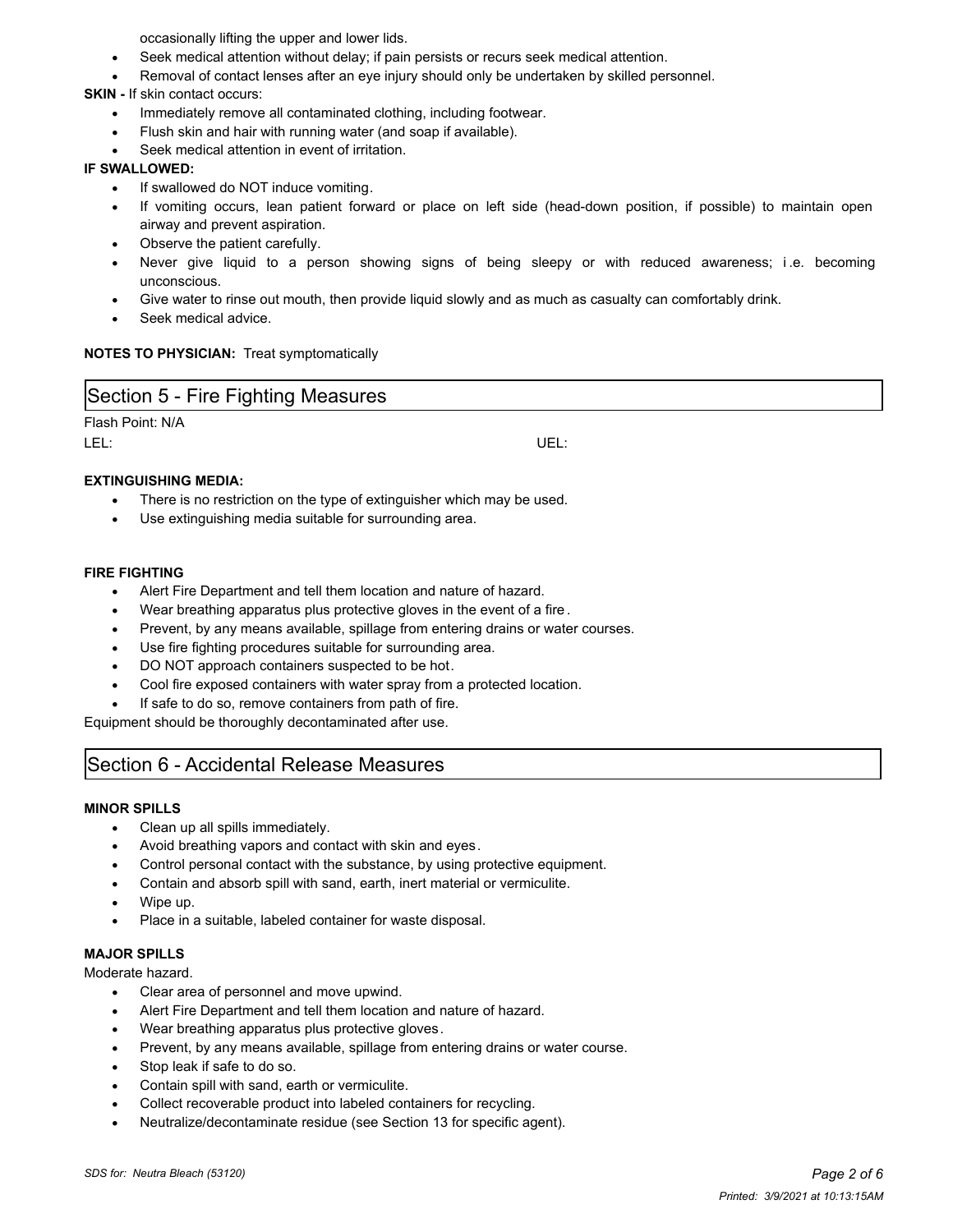occasionally lifting the upper and lower lids.

- Seek medical attention without delay; if pain persists or recurs seek medical attention.
- Removal of contact lenses after an eye injury should only be undertaken by skilled personnel.

**SKIN -** If skin contact occurs:

- Immediately remove all contaminated clothing, including footwear.
- Flush skin and hair with running water (and soap if available).
- Seek medical attention in event of irritation.

**IF SWALLOWED:**

- If swallowed do NOT induce vomiting.
- If vomiting occurs, lean patient forward or place on left side (head-down position, if possible) to maintain open airway and prevent aspiration.
- Observe the patient carefully.
- Never give liquid to a person showing signs of being sleepy or with reduced awareness; i.e. becoming unconscious.
- Give water to rinse out mouth, then provide liquid slowly and as much as casualty can comfortably drink.
- Seek medical advice.

**NOTES TO PHYSICIAN:** Treat symptomatically

## Section 5 - Fire Fighting Measures

Flash Point: N/A

LEL: UEL:

**EXTINGUISHING MEDIA:**

- There is no restriction on the type of extinguisher which may be used.
- Use extinguishing media suitable for surrounding area.

**FIRE FIGHTING**

- Alert Fire Department and tell them location and nature of hazard.
- Wear breathing apparatus plus protective gloves in the event of a fire.
- Prevent, by any means available, spillage from entering drains or water courses.
- Use fire fighting procedures suitable for surrounding area.
- DO NOT approach containers suspected to be hot.
- Cool fire exposed containers with water spray from a protected location.
- If safe to do so, remove containers from path of fire.

Equipment should be thoroughly decontaminated after use.

## Section 6 - Accidental Release Measures

**MINOR SPILLS**

- Clean up all spills immediately.
- Avoid breathing vapors and contact with skin and eyes.
- Control personal contact with the substance, by using protective equipment.
- Contain and absorb spill with sand, earth, inert material or vermiculite.
- Wipe up.
- Place in a suitable, labeled container for waste disposal.

**MAJOR SPILLS**

Moderate hazard.

- Clear area of personnel and move upwind.
- Alert Fire Department and tell them location and nature of hazard.
- Wear breathing apparatus plus protective gloves.
- Prevent, by any means available, spillage from entering drains or water course.
- Stop leak if safe to do so.
- Contain spill with sand, earth or vermiculite.
- Collect recoverable product into labeled containers for recycling.
- Neutralize/decontaminate residue (see Section 13 for specific agent).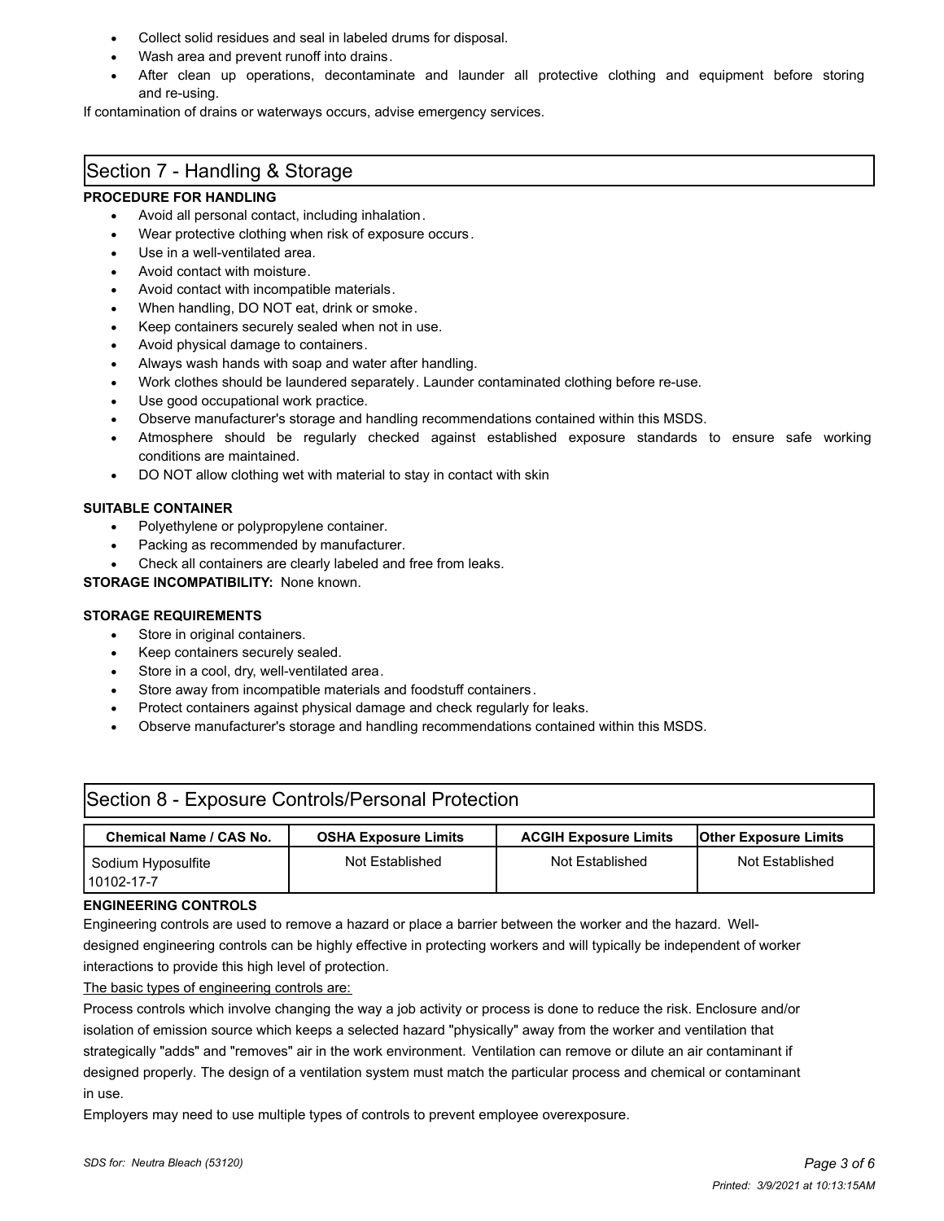- Collect solid residues and seal in labeled drums for disposal.
- Wash area and prevent runoff into drains.
- After clean up operations, decontaminate and launder all protective clothing and equipment before storing and re-using.

If contamination of drains or waterways occurs, advise emergency services.

## Section 7 - Handling & Storage

**PROCEDURE FOR HANDLING**

- Avoid all personal contact, including inhalation.
- Wear protective clothing when risk of exposure occurs.
- Use in a well-ventilated area.
- Avoid contact with moisture.
- Avoid contact with incompatible materials.
- When handling, DO NOT eat, drink or smoke.
- Keep containers securely sealed when not in use.
- Avoid physical damage to containers.
- Always wash hands with soap and water after handling.
- Work clothes should be laundered separately. Launder contaminated clothing before re-use.
- Use good occupational work practice.
- Observe manufacturer's storage and handling recommendations contained within this MSDS.
- Atmosphere should be regularly checked against established exposure standards to ensure safe working conditions are maintained.
- DO NOT allow clothing wet with material to stay in contact with skin

**SUITABLE CONTAINER**

- Polyethylene or polypropylene container.
- Packing as recommended by manufacturer.
- Check all containers are clearly labeled and free from leaks.

**STORAGE INCOMPATIBILITY:** None known.

**STORAGE REQUIREMENTS**

- Store in original containers.
- Keep containers securely sealed.
- Store in a cool, dry, well-ventilated area.
- Store away from incompatible materials and foodstuff containers.
- Protect containers against physical damage and check regularly for leaks.
- Observe manufacturer's storage and handling recommendations contained within this MSDS.

## Section 8 - Exposure Controls/Personal Protection

| Chemical Name / CAS No. | OSHA Exposure Limits | ACGIH Exposure Limits | Other Exposure Limits |
|---|---|---|---|
| Sodium Hyposulfite 10102-17-7 | Not Established | Not Established | Not Established |

**ENGINEERING CONTROLS**

Engineering controls are used to remove a hazard or place a barrier between the worker and the hazard. Well-designed engineering controls can be highly effective in protecting workers and will typically be independent of worker interactions to provide this high level of protection.

The basic types of engineering controls are:

Process controls which involve changing the way a job activity or process is done to reduce the risk. Enclosure and/or isolation of emission source which keeps a selected hazard "physically" away from the worker and ventilation that strategically "adds" and "removes" air in the work environment. Ventilation can remove or dilute an air contaminant if designed properly. The design of a ventilation system must match the particular process and chemical or contaminant in use.

Employers may need to use multiple types of controls to prevent employee overexposure.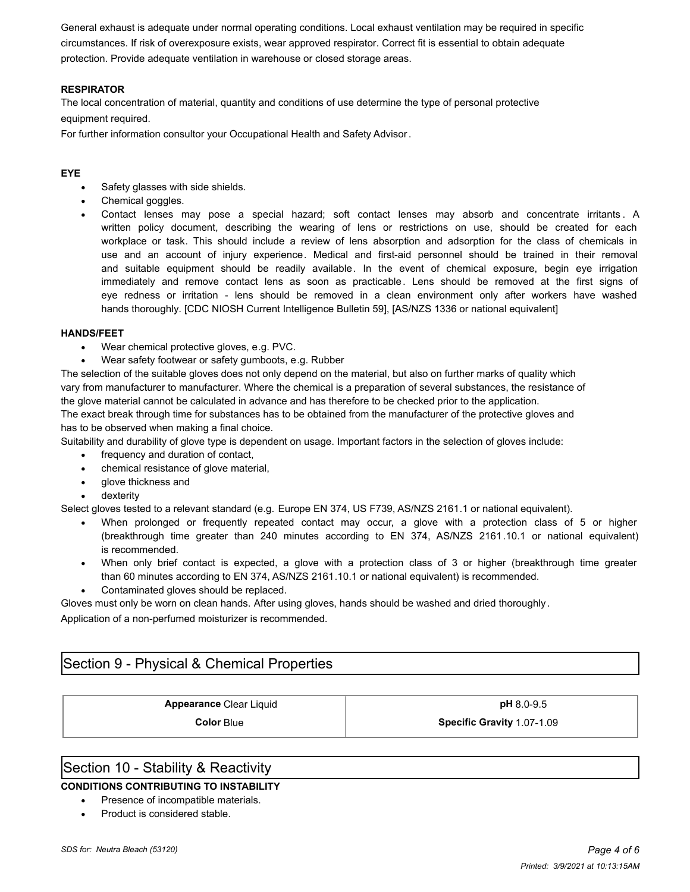General exhaust is adequate under normal operating conditions. Local exhaust ventilation may be required in specific circumstances. If risk of overexposure exists, wear approved respirator. Correct fit is essential to obtain adequate protection. Provide adequate ventilation in warehouse or closed storage areas.

**RESPIRATOR**

The local concentration of material, quantity and conditions of use determine the type of personal protective equipment required.

For further information consultor your Occupational Health and Safety Advisor.

**EYE**

- Safety glasses with side shields.
- Chemical goggles.
- Contact lenses may pose a special hazard; soft contact lenses may absorb and concentrate irritants. A written policy document, describing the wearing of lens or restrictions on use, should be created for each workplace or task. This should include a review of lens absorption and adsorption for the class of chemicals in use and an account of injury experience. Medical and first-aid personnel should be trained in their removal and suitable equipment should be readily available. In the event of chemical exposure, begin eye irrigation immediately and remove contact lens as soon as practicable. Lens should be removed at the first signs of eye redness or irritation - lens should be removed in a clean environment only after workers have washed hands thoroughly. [CDC NIOSH Current Intelligence Bulletin 59], [AS/NZS 1336 or national equivalent]

**HANDS/FEET**

- Wear chemical protective gloves, e.g. PVC.
- Wear safety footwear or safety gumboots, e.g. Rubber

The selection of the suitable gloves does not only depend on the material, but also on further marks of quality which vary from manufacturer to manufacturer. Where the chemical is a preparation of several substances, the resistance of the glove material cannot be calculated in advance and has therefore to be checked prior to the application.

The exact break through time for substances has to be obtained from the manufacturer of the protective gloves and has to be observed when making a final choice.

Suitability and durability of glove type is dependent on usage. Important factors in the selection of gloves include:

- frequency and duration of contact,
- chemical resistance of glove material,
- glove thickness and
- dexterity

Select gloves tested to a relevant standard (e.g. Europe EN 374, US F739, AS/NZS 2161.1 or national equivalent).

- When prolonged or frequently repeated contact may occur, a glove with a protection class of 5 or higher (breakthrough time greater than 240 minutes according to EN 374, AS/NZS 2161.10.1 or national equivalent) is recommended.
- When only brief contact is expected, a glove with a protection class of 3 or higher (breakthrough time greater than 60 minutes according to EN 374, AS/NZS 2161.10.1 or national equivalent) is recommended.
- Contaminated gloves should be replaced.

Gloves must only be worn on clean hands. After using gloves, hands should be washed and dried thoroughly.

Application of a non-perfumed moisturizer is recommended.

## Section 9 - Physical & Chemical Properties

| | |
|---|---|
| **Appearance** Clear Liquid | **pH** 8.0-9.5 |
| **Color** Blue | **Specific Gravity** 1.07-1.09 |

## Section 10 - Stability & Reactivity

**CONDITIONS CONTRIBUTING TO INSTABILITY**

- Presence of incompatible materials.
- Product is considered stable.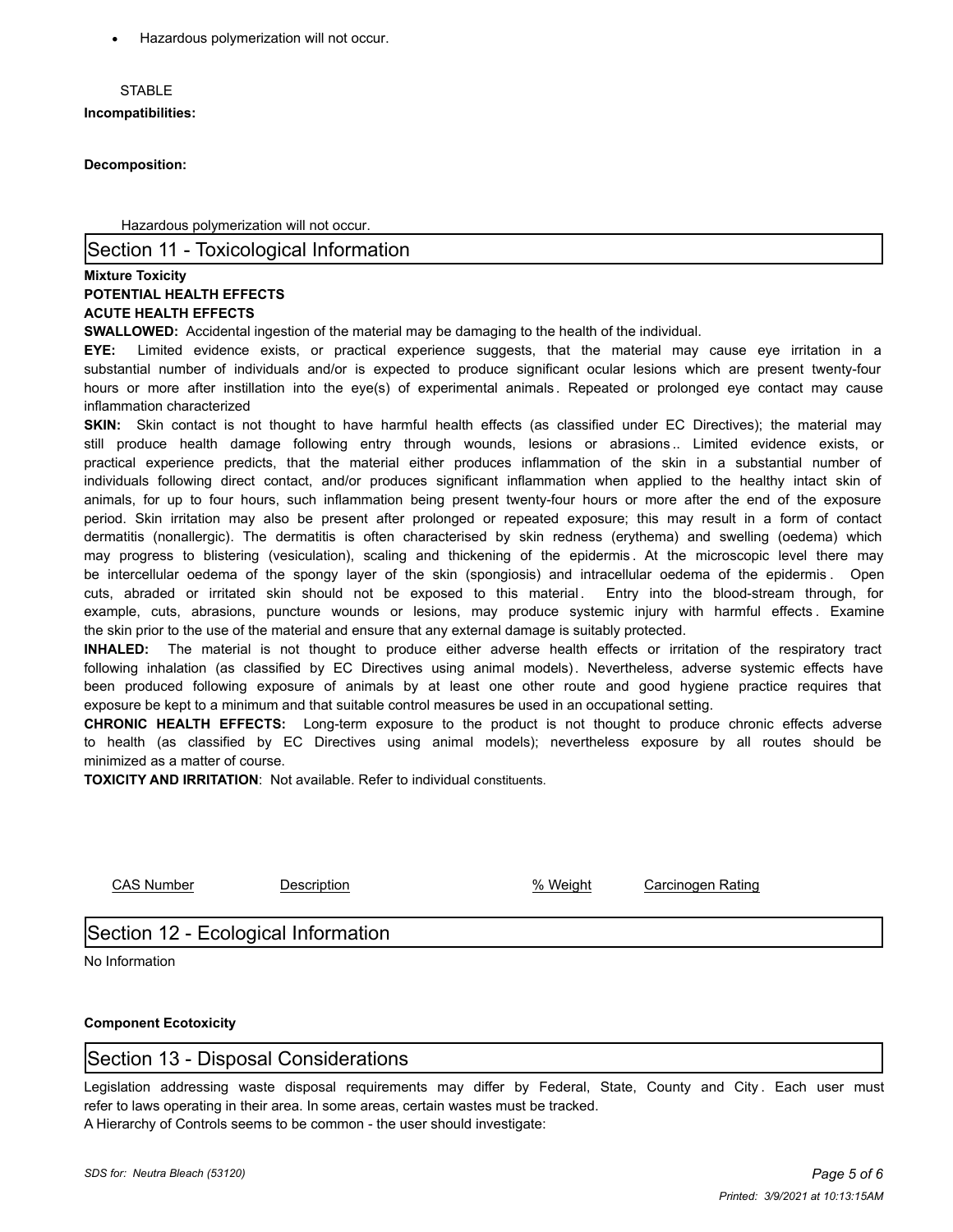- Hazardous polymerization will not occur.

STABLE

**Incompatibilities:**

**Decomposition:**

Hazardous polymerization will not occur.

## Section 11 - Toxicological Information

**Mixture Toxicity**

**POTENTIAL HEALTH EFFECTS**

**ACUTE HEALTH EFFECTS**

**SWALLOWED:** Accidental ingestion of the material may be damaging to the health of the individual.

**EYE:** Limited evidence exists, or practical experience suggests, that the material may cause eye irritation in a substantial number of individuals and/or is expected to produce significant ocular lesions which are present twenty-four hours or more after instillation into the eye(s) of experimental animals. Repeated or prolonged eye contact may cause inflammation characterized

**SKIN:** Skin contact is not thought to have harmful health effects (as classified under EC Directives); the material may still produce health damage following entry through wounds, lesions or abrasions.. Limited evidence exists, or practical experience predicts, that the material either produces inflammation of the skin in a substantial number of individuals following direct contact, and/or produces significant inflammation when applied to the healthy intact skin of animals, for up to four hours, such inflammation being present twenty-four hours or more after the end of the exposure period. Skin irritation may also be present after prolonged or repeated exposure; this may result in a form of contact dermatitis (nonallergic). The dermatitis is often characterised by skin redness (erythema) and swelling (oedema) which may progress to blistering (vesiculation), scaling and thickening of the epidermis. At the microscopic level there may be intercellular oedema of the spongy layer of the skin (spongiosis) and intracellular oedema of the epidermis. Open cuts, abraded or irritated skin should not be exposed to this material. Entry into the blood-stream through, for example, cuts, abrasions, puncture wounds or lesions, may produce systemic injury with harmful effects. Examine the skin prior to the use of the material and ensure that any external damage is suitably protected.

**INHALED:** The material is not thought to produce either adverse health effects or irritation of the respiratory tract following inhalation (as classified by EC Directives using animal models). Nevertheless, adverse systemic effects have been produced following exposure of animals by at least one other route and good hygiene practice requires that exposure be kept to a minimum and that suitable control measures be used in an occupational setting.

**CHRONIC HEALTH EFFECTS:** Long-term exposure to the product is not thought to produce chronic effects adverse to health (as classified by EC Directives using animal models); nevertheless exposure by all routes should be minimized as a matter of course.

**TOXICITY AND IRRITATION**: Not available. Refer to individual constituents.

| CAS Number | Description | % Weight | Carcinogen Rating |
|---|---|---|---|

## Section 12 - Ecological Information

No Information

**Component Ecotoxicity**

## Section 13 - Disposal Considerations

Legislation addressing waste disposal requirements may differ by Federal, State, County and City. Each user must refer to laws operating in their area. In some areas, certain wastes must be tracked.

A Hierarchy of Controls seems to be common - the user should investigate: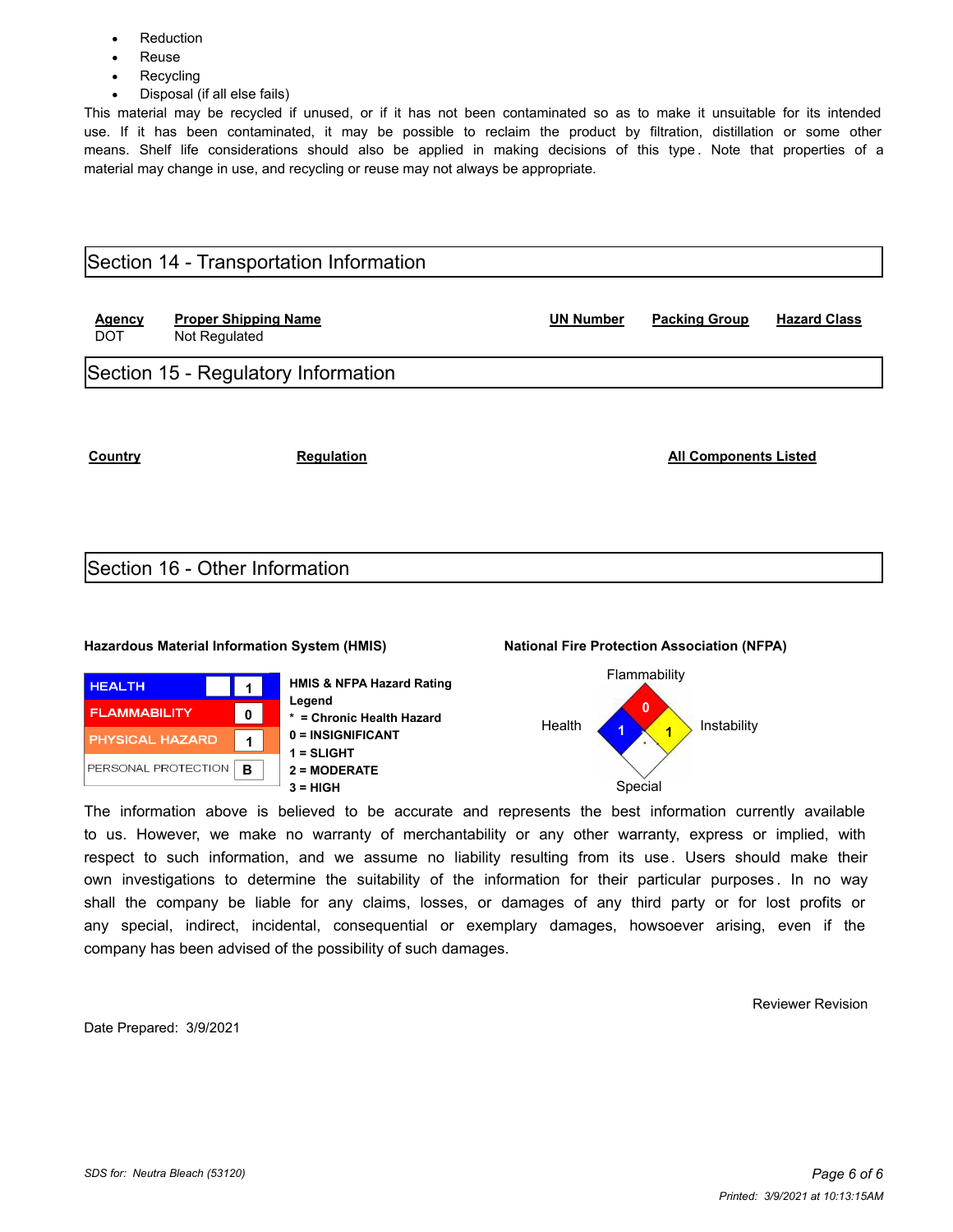- Reduction
- Reuse
- Recycling
- Disposal (if all else fails)

This material may be recycled if unused, or if it has not been contaminated so as to make it unsuitable for its intended use. If it has been contaminated, it may be possible to reclaim the product by filtration, distillation or some other means. Shelf life considerations should also be applied in making decisions of this type. Note that properties of a material may change in use, and recycling or reuse may not always be appropriate.

## Section 14 - Transportation Information

| Agency | Proper Shipping Name | UN Number | Packing Group | Hazard Class |
|---|---|---|---|---|
| DOT | Not Regulated | | | |

## Section 15 - Regulatory Information

| Country | Regulation | All Components Listed |
|---|---|---|

## Section 16 - Other Information

**Hazardous Material Information System (HMIS)**

| | |
|---|---|
| HEALTH | 1 |
| FLAMMABILITY | 0 |
| PHYSICAL HAZARD | 1 |
| PERSONAL PROTECTION | B |

**HMIS & NFPA Hazard Rating Legend**
- * = Chronic Health Hazard
- 0 = INSIGNIFICANT
- 1 = SLIGHT
- 2 = MODERATE
- 3 = HIGH

**National Fire Protection Association (NFPA)**

Flammability: 0
Health: 1
Instability: 1
Special

The information above is believed to be accurate and represents the best information currently available to us. However, we make no warranty of merchantability or any other warranty, express or implied, with respect to such information, and we assume no liability resulting from its use. Users should make their own investigations to determine the suitability of the information for their particular purposes. In no way shall the company be liable for any claims, losses, or damages of any third party or for lost profits or any special, indirect, incidental, consequential or exemplary damages, howsoever arising, even if the company has been advised of the possibility of such damages.

Reviewer Revision

Date Prepared: 3/9/2021